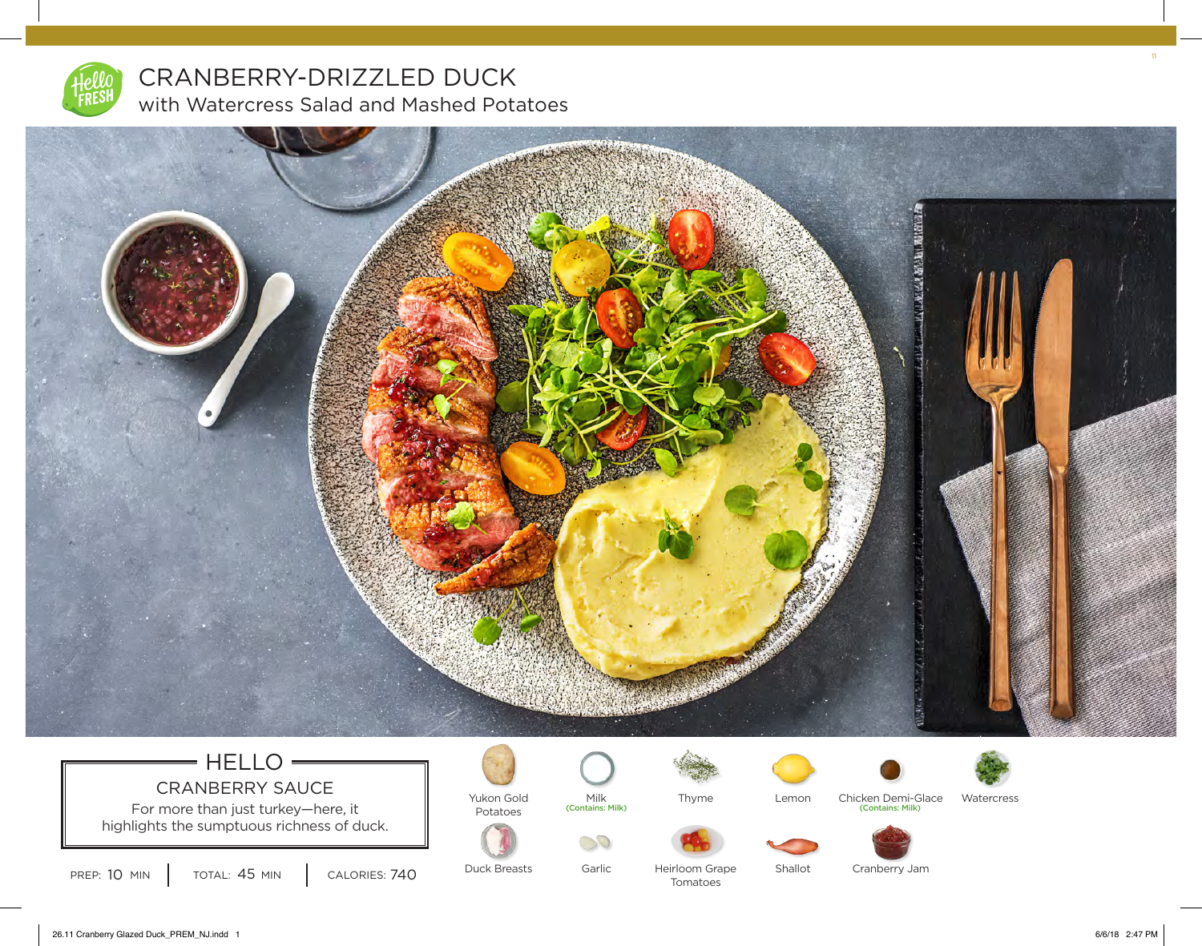# CRANBERRY-DRIZZLED DUCK

## with Watercress Salad and Mashed Potatoes

### HELLO

CRANBERRY SAUCE

For more than just turkey—here, it highlights the sumptuous richness of duck.

PREP: 10 MIN | TOTAL: 45 MIN | CALORIES: 740

- Yukon Gold Potatoes
- Milk (Contains: Milk)
- Thyme
- Lemon
- Chicken Demi-Glace (Contains: Milk)
- Watercress
- Duck Breasts
- Garlic
- Heirloom Grape Tomatoes
- Shallot
- Cranberry Jam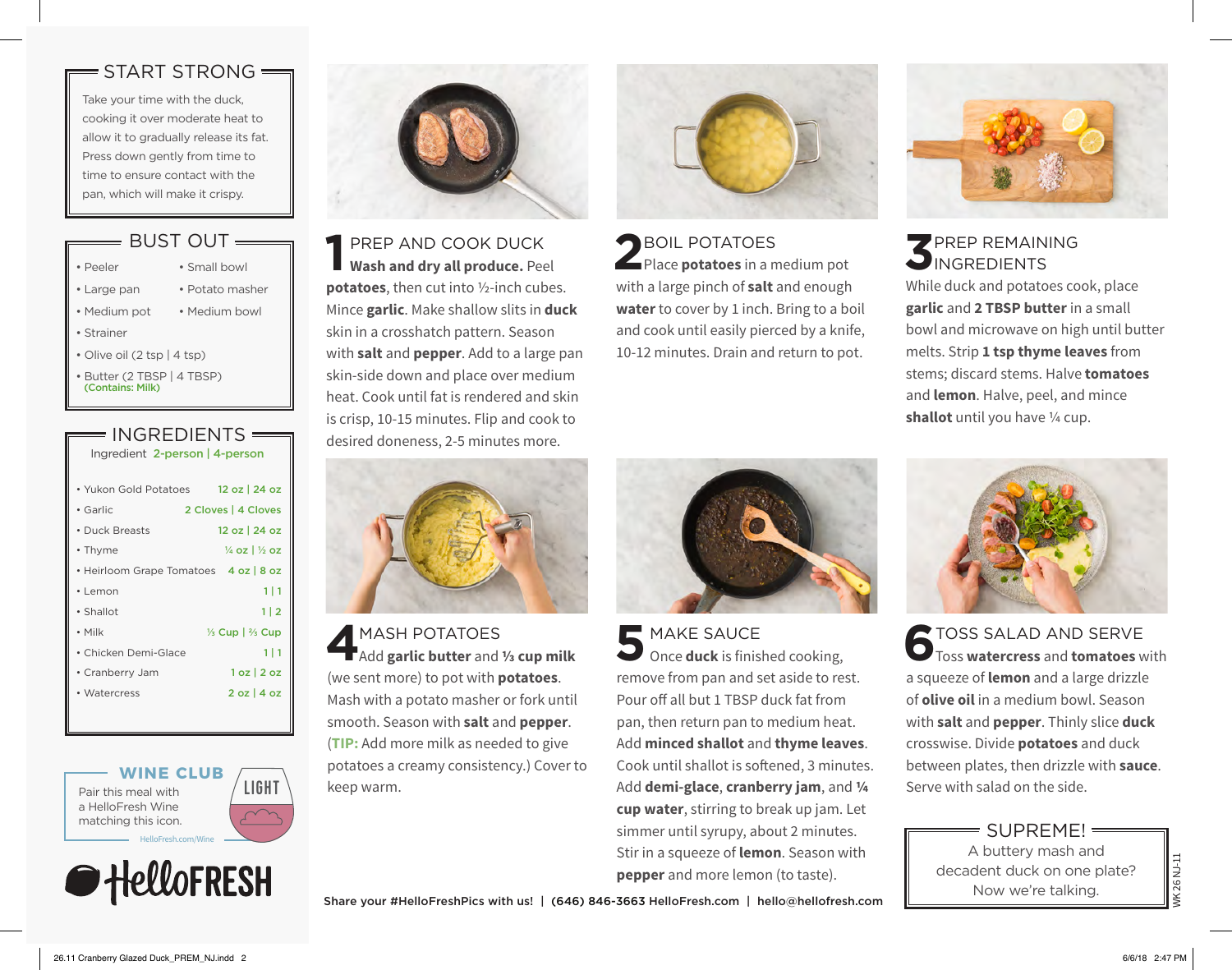## START STRONG

Take your time with the duck, cooking it over moderate heat to allow it to gradually release its fat. Press down gently from time to time to ensure contact with the pan, which will make it crispy.

## BUST OUT

- Peeler
- Small bowl
- Large pan
- Potato masher
- Medium pot
- Medium bowl
- Strainer
- Olive oil (2 tsp | 4 tsp)
- Butter (2 TBSP | 4 TBSP) (Contains: Milk)

## INGREDIENTS

| Ingredient | 2-person \| 4-person |
|---|---|
| Yukon Gold Potatoes | 12 oz \| 24 oz |
| Garlic | 2 Cloves \| 4 Cloves |
| Duck Breasts | 12 oz \| 24 oz |
| Thyme | ¼ oz \| ½ oz |
| Heirloom Grape Tomatoes | 4 oz \| 8 oz |
| Lemon | 1 \| 1 |
| Shallot | 1 \| 2 |
| Milk | ⅓ Cup \| ⅔ Cup |
| Chicken Demi-Glace | 1 \| 1 |
| Cranberry Jam | 1 oz \| 2 oz |
| Watercress | 2 oz \| 4 oz |

**WINE CLUB**

Pair this meal with a HelloFresh Wine matching this icon.

LIGHT

HelloFresh.com/Wine

HelloFRESH

## 1 PREP AND COOK DUCK

**Wash and dry all produce.** Peel **potatoes**, then cut into ½-inch cubes. Mince **garlic**. Make shallow slits in **duck** skin in a crosshatch pattern. Season with **salt** and **pepper**. Add to a large pan skin-side down and place over medium heat. Cook until fat is rendered and skin is crisp, 10-15 minutes. Flip and cook to desired doneness, 2-5 minutes more.

## 2 BOIL POTATOES

Place **potatoes** in a medium pot with a large pinch of **salt** and enough **water** to cover by 1 inch. Bring to a boil and cook until easily pierced by a knife, 10-12 minutes. Drain and return to pot.

## 3 PREP REMAINING INGREDIENTS

While duck and potatoes cook, place **garlic** and **2 TBSP butter** in a small bowl and microwave on high until butter melts. Strip **1 tsp thyme leaves** from stems; discard stems. Halve **tomatoes** and **lemon**. Halve, peel, and mince **shallot** until you have ¼ cup.

## 4 MASH POTATOES

Add **garlic butter** and **⅓ cup milk** (we sent more) to pot with **potatoes**. Mash with a potato masher or fork until smooth. Season with **salt** and **pepper**. (**TIP:** Add more milk as needed to give potatoes a creamy consistency.) Cover to keep warm.

## 5 MAKE SAUCE

Once **duck** is finished cooking, remove from pan and set aside to rest. Pour off all but 1 TBSP duck fat from pan, then return pan to medium heat. Add **minced shallot** and **thyme leaves**. Cook until shallot is softened, 3 minutes. Add **demi-glace**, **cranberry jam**, and **¼ cup water**, stirring to break up jam. Let simmer until syrupy, about 2 minutes. Stir in a squeeze of **lemon**. Season with **pepper** and more lemon (to taste).

## 6 TOSS SALAD AND SERVE

Toss **watercress** and **tomatoes** with a squeeze of **lemon** and a large drizzle of **olive oil** in a medium bowl. Season with **salt** and **pepper**. Thinly slice **duck** crosswise. Divide **potatoes** and duck between plates, then drizzle with **sauce**. Serve with salad on the side.

## SUPREME!

A buttery mash and decadent duck on one plate? Now we're talking.

WK 26 NJ-11

Share your #HelloFreshPics with us! | (646) 846-3663 HelloFresh.com | hello@hellofresh.com